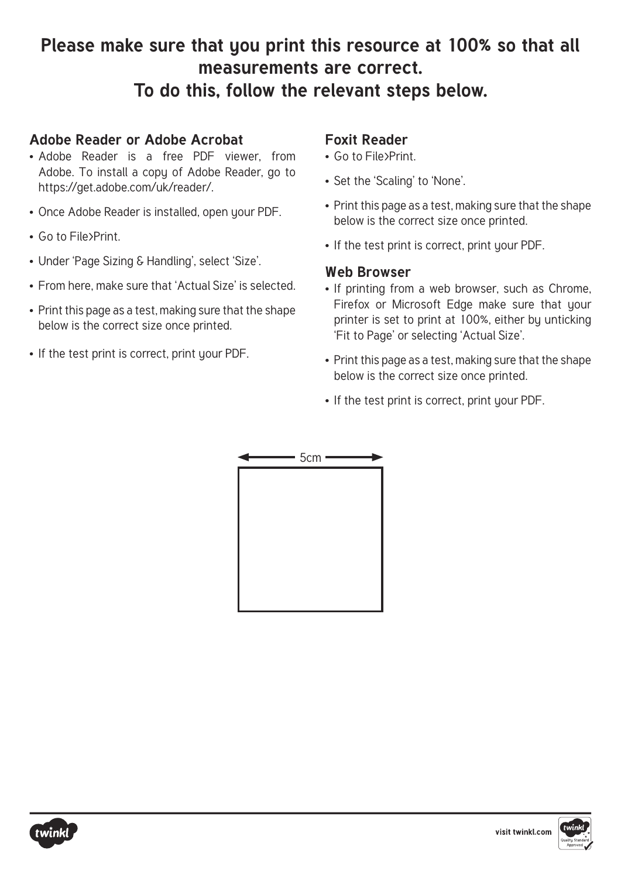# Please make sure that you print this resource at 100% so that all measurements are correct.

# To do this, follow the relevant steps below.

### Adobe Reader or Adobe Acrobat

- Adobe Reader is a free PDF viewer, from Adobe. To install a copy of Adobe Reader, go to https://get.adobe.com/uk/reader/.
- Once Adobe Reader is installed, open your PDF.
- Go to File>Print.
- Under 'Page Sizing & Handling', select 'Size'.
- From here, make sure that 'Actual Size' is selected.
- Print this page as a test, making sure that the shape below is the correct size once printed.
- If the test print is correct, print your PDF.

### Foxit Reader

- Go to File>Print.
- Set the 'Scaling' to 'None'.
- Print this page as a test, making sure that the shape below is the correct size once printed.
- If the test print is correct, print your PDF.

### Web Browser

- If printing from a web browser, such as Chrome, Firefox or Microsoft Edge make sure that your printer is set to print at 100%, either by unticking 'Fit to Page' or selecting 'Actual Size'.
- Print this page as a test, making sure that the shape below is the correct size once printed.
- If the test print is correct, print your PDF.

5cm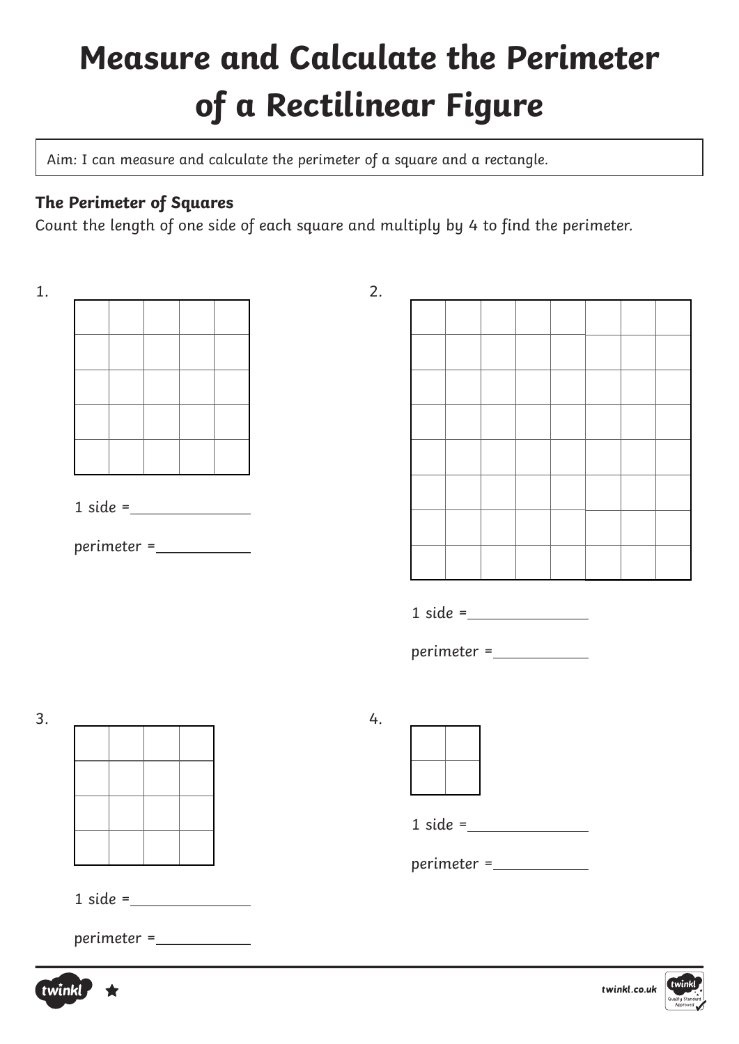# Measure and Calculate the Perimeter of a Rectilinear Figure

Aim: I can measure and calculate the perimeter of a square and a rectangle.

### The Perimeter of Squares

Count the length of one side of each square and multiply by 4 to find the perimeter.

1.

1 side = ____________

perimeter = ____________

2.

1 side = ____________

perimeter = ____________

3.

1 side = ____________

perimeter = ____________

4.

1 side = ____________

perimeter = ____________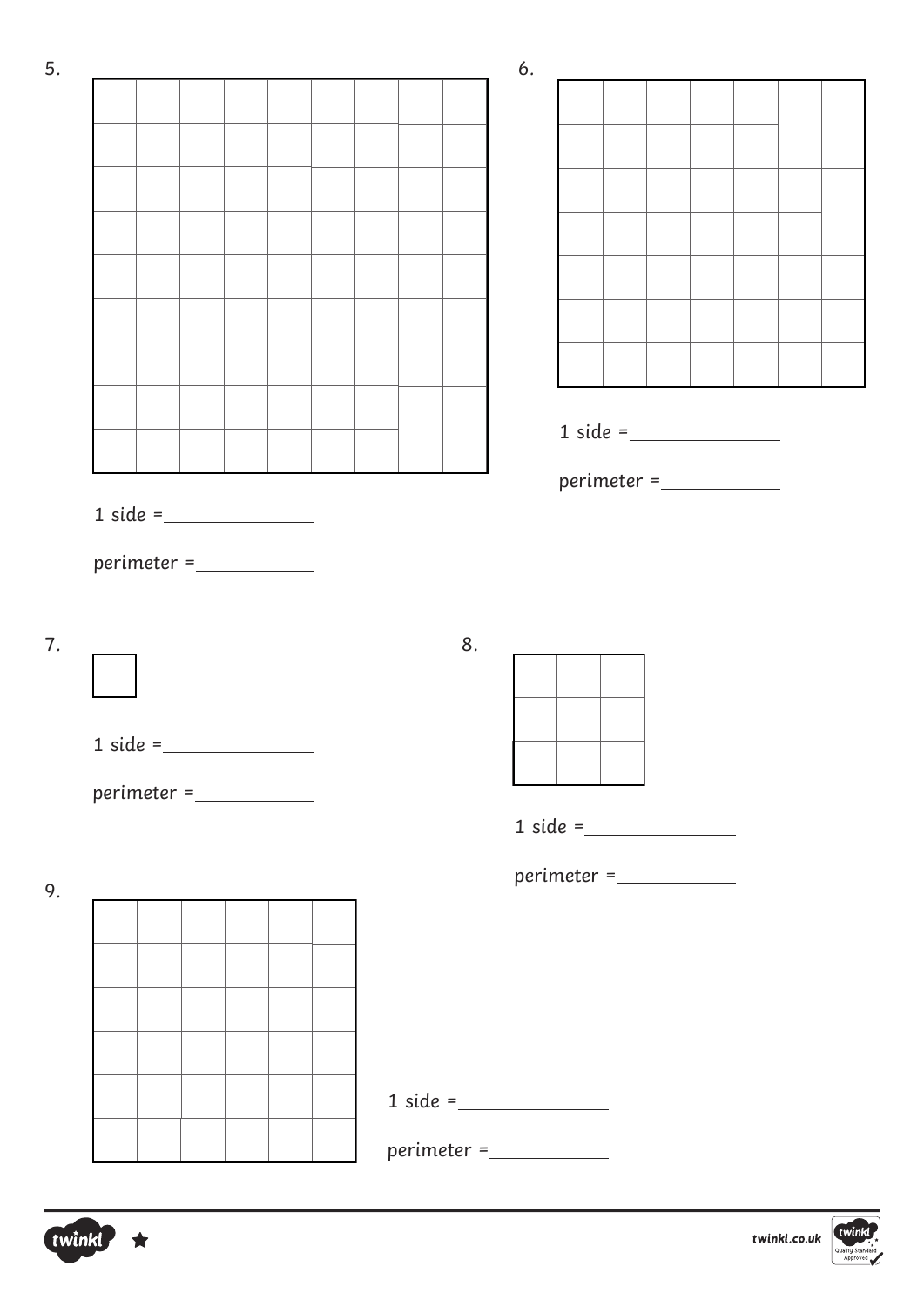5.

1 side = \_\_\_\_\_\_\_\_\_\_\_\_

perimeter = \_\_\_\_\_\_\_\_\_\_

6.

1 side = \_\_\_\_\_\_\_\_\_\_\_\_

perimeter = \_\_\_\_\_\_\_\_\_\_

7.

1 side = \_\_\_\_\_\_\_\_\_\_\_\_

perimeter = \_\_\_\_\_\_\_\_\_\_

8.

1 side = \_\_\_\_\_\_\_\_\_\_\_\_

perimeter = \_\_\_\_\_\_\_\_\_\_

9.

1 side = \_\_\_\_\_\_\_\_\_\_\_\_

perimeter = \_\_\_\_\_\_\_\_\_\_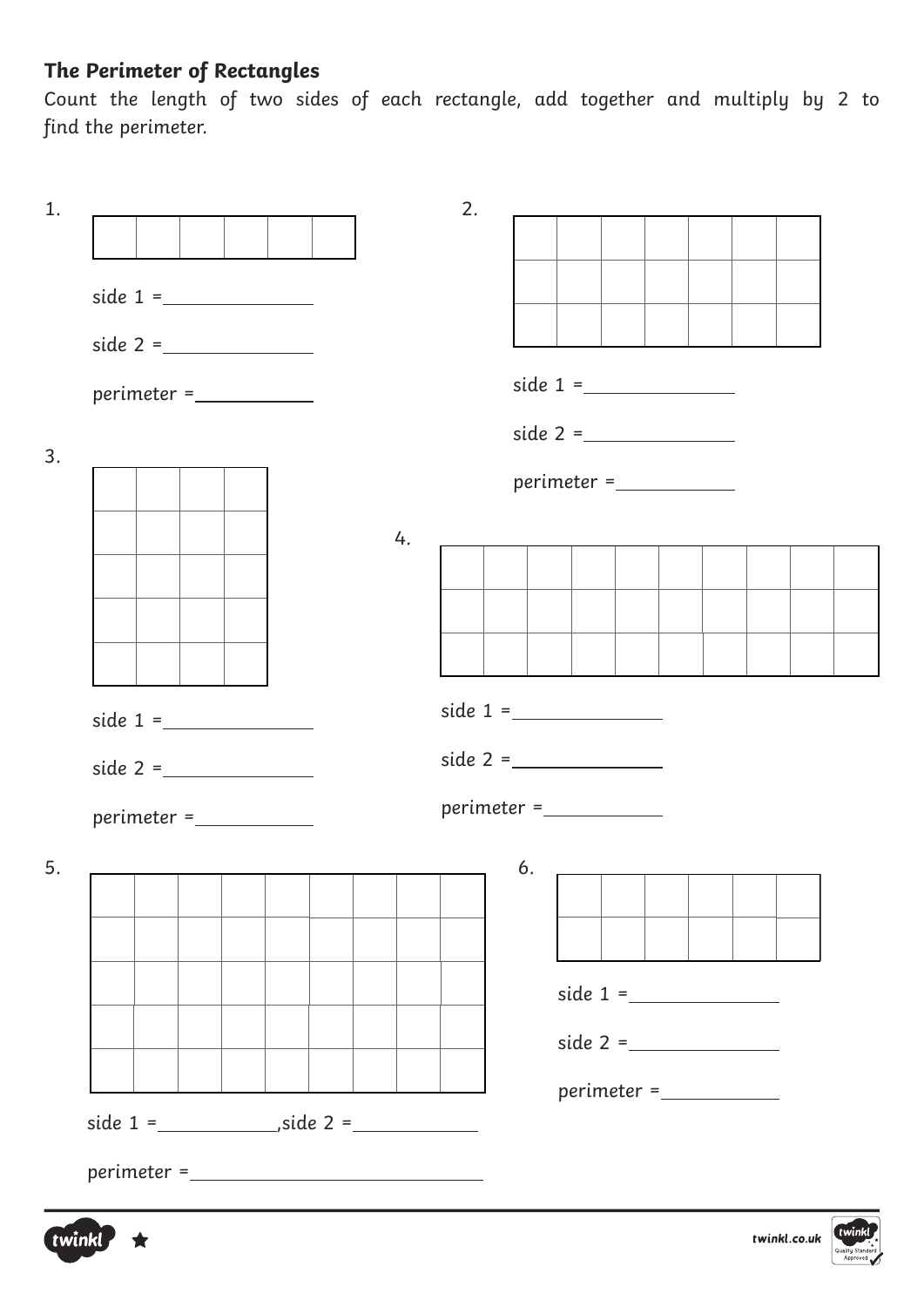**The Perimeter of Rectangles**

*Count the length of two sides of each rectangle, add together and multiply by 2 to find the perimeter.*

1.

side 1 = ______________

side 2 = ______________

perimeter = ___________

2.

side 1 = ______________

side 2 = ______________

perimeter = ___________

3.

side 1 = ______________

side 2 = ______________

perimeter = ___________

4.

side 1 = ______________

side 2 = ______________

perimeter = ___________

5.

side 1 = ___________, side 2 = ___________

perimeter = ____________________________

6.

side 1 = ______________

side 2 = ______________

perimeter = ___________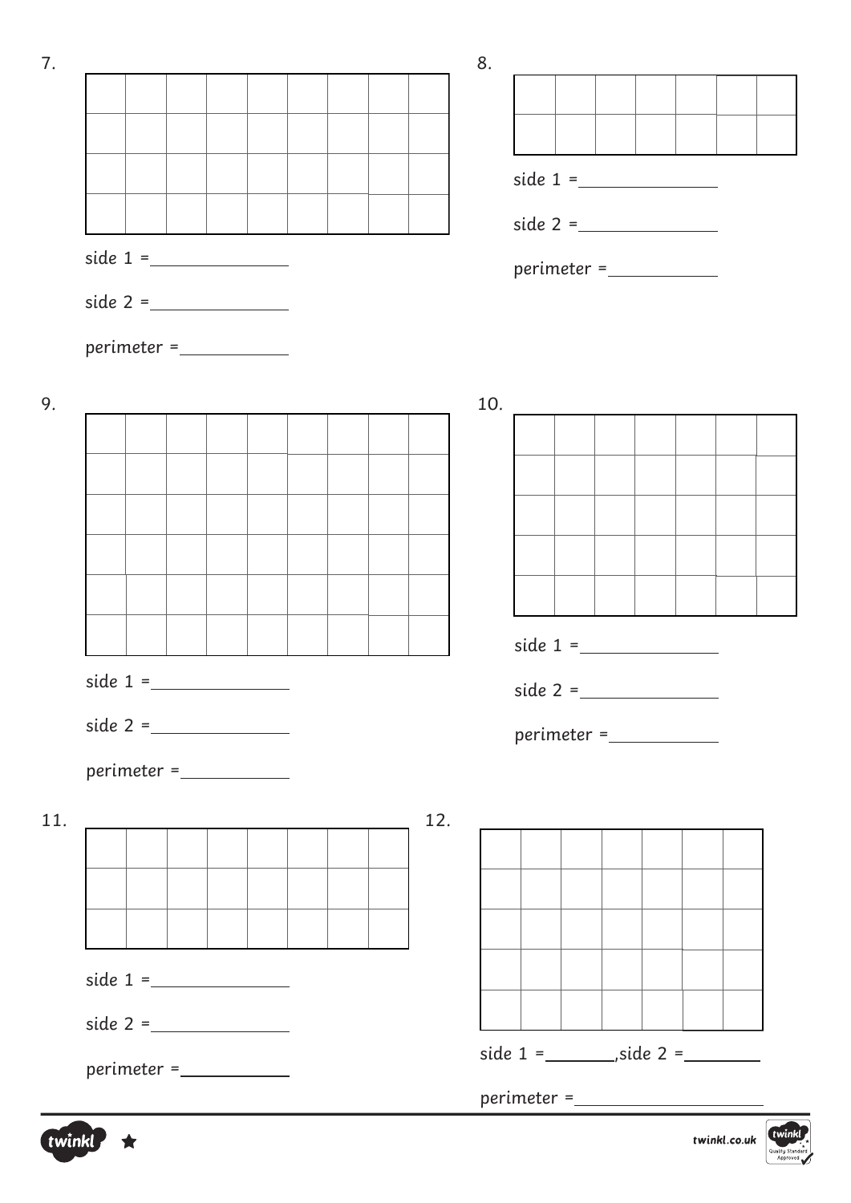7.

side 1 = \_\_\_\_\_\_\_\_\_\_\_\_

side 2 = \_\_\_\_\_\_\_\_\_\_\_\_

perimeter = \_\_\_\_\_\_\_\_\_\_

8.

side 1 = \_\_\_\_\_\_\_\_\_\_\_\_

side 2 = \_\_\_\_\_\_\_\_\_\_\_\_

perimeter = \_\_\_\_\_\_\_\_\_\_

9.

side 1 = \_\_\_\_\_\_\_\_\_\_\_\_

side 2 = \_\_\_\_\_\_\_\_\_\_\_\_

perimeter = \_\_\_\_\_\_\_\_\_\_

10.

side 1 = \_\_\_\_\_\_\_\_\_\_\_\_

side 2 = \_\_\_\_\_\_\_\_\_\_\_\_

perimeter = \_\_\_\_\_\_\_\_\_\_

11.

side 1 = \_\_\_\_\_\_\_\_\_\_\_\_

side 2 = \_\_\_\_\_\_\_\_\_\_\_\_

perimeter = \_\_\_\_\_\_\_\_\_\_

12.

side 1 = \_\_\_\_\_\_\_\_, side 2 = \_\_\_\_\_\_\_\_

perimeter = \_\_\_\_\_\_\_\_\_\_\_\_\_\_\_\_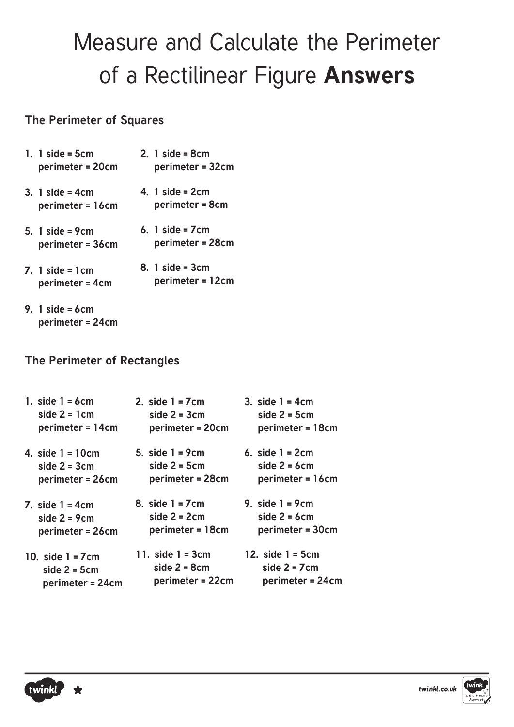# Measure and Calculate the Perimeter of a Rectilinear Figure **Answers**

### The Perimeter of Squares

1. **1 side = 5cm**
   **perimeter = 20cm**
2. **1 side = 8cm**
   **perimeter = 32cm**
3. **1 side = 4cm**
   **perimeter = 16cm**
4. **1 side = 2cm**
   **perimeter = 8cm**
5. **1 side = 9cm**
   **perimeter = 36cm**
6. **1 side = 7cm**
   **perimeter = 28cm**
7. **1 side = 1cm**
   **perimeter = 4cm**
8. **1 side = 3cm**
   **perimeter = 12cm**
9. **1 side = 6cm**
   **perimeter = 24cm**

### The Perimeter of Rectangles

1. **side 1 = 6cm**
   **side 2 = 1cm**
   **perimeter = 14cm**
2. **side 1 = 7cm**
   **side 2 = 3cm**
   **perimeter = 20cm**
3. **side 1 = 4cm**
   **side 2 = 5cm**
   **perimeter = 18cm**
4. **side 1 = 10cm**
   **side 2 = 3cm**
   **perimeter = 26cm**
5. **side 1 = 9cm**
   **side 2 = 5cm**
   **perimeter = 28cm**
6. **side 1 = 2cm**
   **side 2 = 6cm**
   **perimeter = 16cm**
7. **side 1 = 4cm**
   **side 2 = 9cm**
   **perimeter = 26cm**
8. **side 1 = 7cm**
   **side 2 = 2cm**
   **perimeter = 18cm**
9. **side 1 = 9cm**
   **side 2 = 6cm**
   **perimeter = 30cm**
10. **side 1 = 7cm**
    **side 2 = 5cm**
    **perimeter = 24cm**
11. **side 1 = 3cm**
    **side 2 = 8cm**
    **perimeter = 22cm**
12. **side 1 = 5cm**
    **side 2 = 7cm**
    **perimeter = 24cm**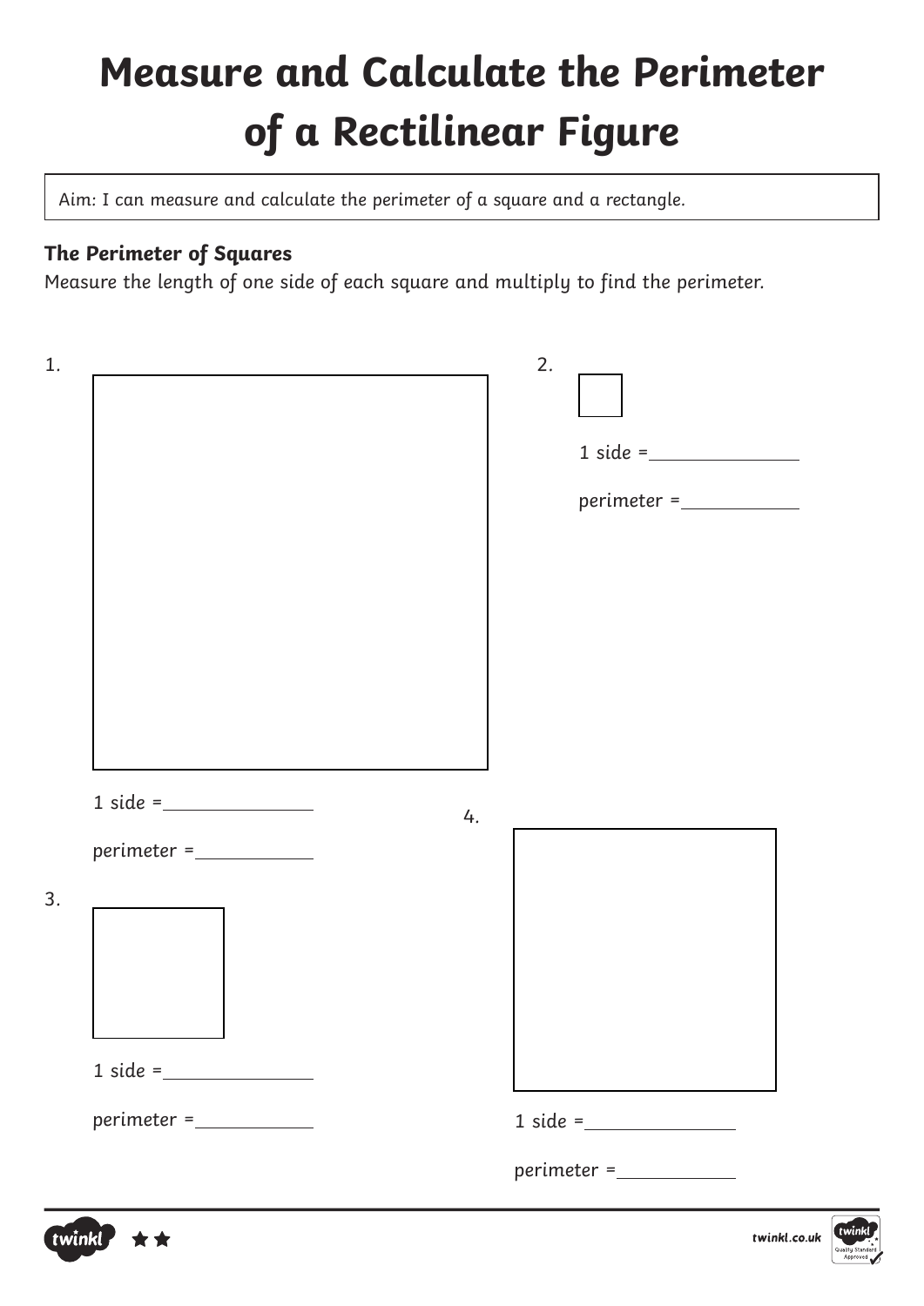# Measure and Calculate the Perimeter of a Rectilinear Figure

Aim: I can measure and calculate the perimeter of a square and a rectangle.

**The Perimeter of Squares**

Measure the length of one side of each square and multiply to find the perimeter.

1.

1 side = ____________

perimeter = ____________

2.

1 side = ____________

perimeter = ____________

3.

1 side = ____________

perimeter = ____________

4.

1 side = ____________

perimeter = ____________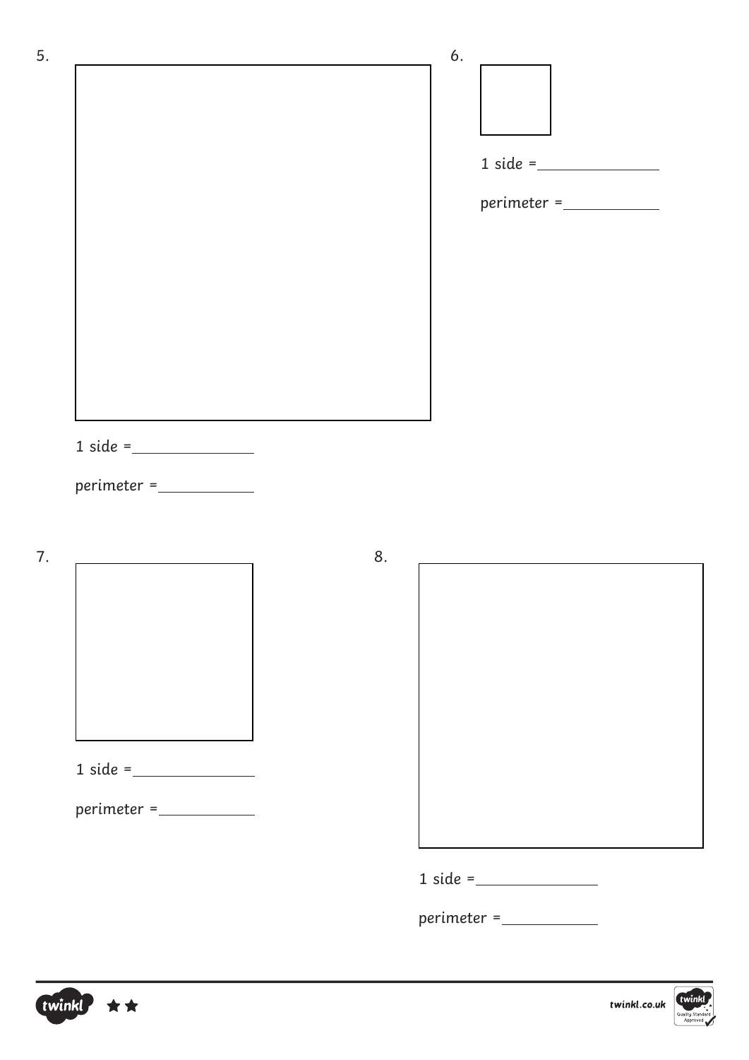5.

1 side = \_\_\_\_\_\_\_\_\_\_\_\_\_\_

perimeter = \_\_\_\_\_\_\_\_\_\_\_\_

6.

1 side = \_\_\_\_\_\_\_\_\_\_\_\_\_\_

perimeter = \_\_\_\_\_\_\_\_\_\_\_\_

7.

1 side = \_\_\_\_\_\_\_\_\_\_\_\_\_\_

perimeter = \_\_\_\_\_\_\_\_\_\_\_\_

8.

1 side = \_\_\_\_\_\_\_\_\_\_\_\_\_\_

perimeter = \_\_\_\_\_\_\_\_\_\_\_\_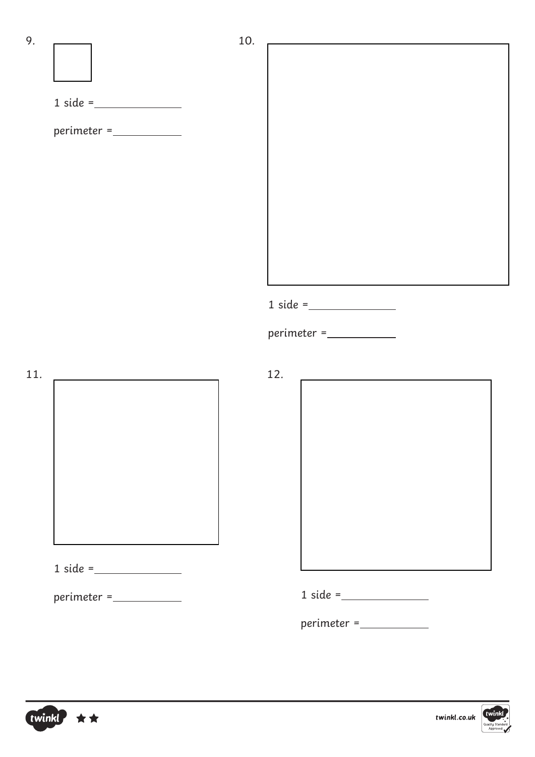9.

1 side = ______________

perimeter = ___________

10.

1 side = ______________

perimeter = ___________

11.

1 side = ______________

perimeter = ___________

12.

1 side = ______________

perimeter = ___________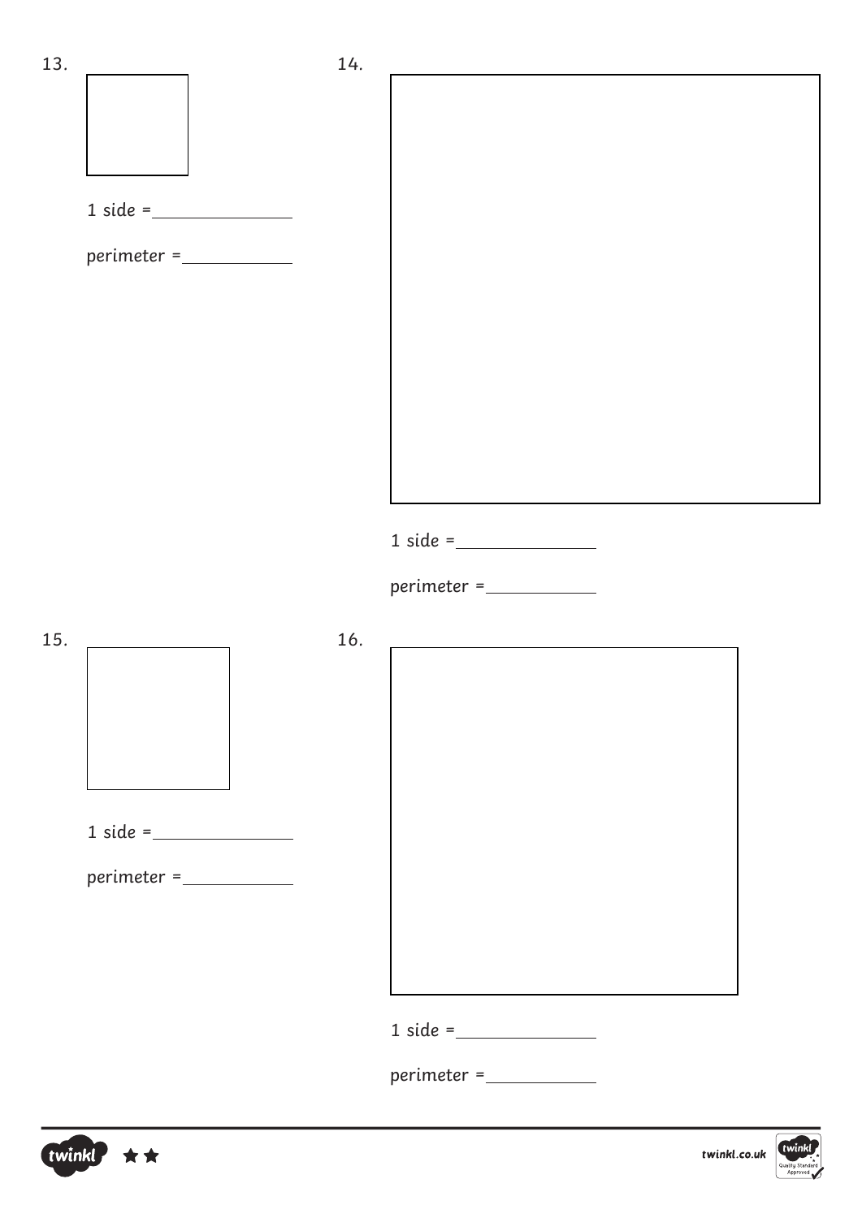13.

1 side = \_\_\_\_\_\_\_\_\_\_\_\_\_\_

perimeter = \_\_\_\_\_\_\_\_\_\_\_\_

14.

1 side = \_\_\_\_\_\_\_\_\_\_\_\_\_\_

perimeter = \_\_\_\_\_\_\_\_\_\_\_\_

15.

1 side = \_\_\_\_\_\_\_\_\_\_\_\_\_\_

perimeter = \_\_\_\_\_\_\_\_\_\_\_\_

16.

1 side = \_\_\_\_\_\_\_\_\_\_\_\_\_\_

perimeter = \_\_\_\_\_\_\_\_\_\_\_\_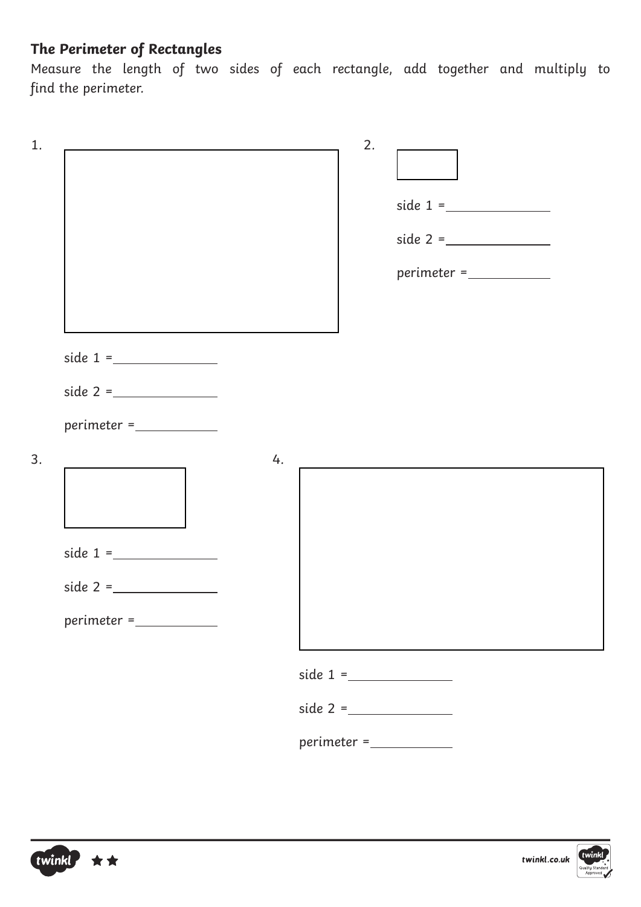### The Perimeter of Rectangles

*Measure the length of two sides of each rectangle, add together and multiply to find the perimeter.*

1.

side 1 = ______________

side 2 = ______________

perimeter = ___________

2.

side 1 = ______________

side 2 = ______________

perimeter = ___________

3.

side 1 = ______________

side 2 = ______________

perimeter = ___________

4.

side 1 = ______________

side 2 = ______________

perimeter = ___________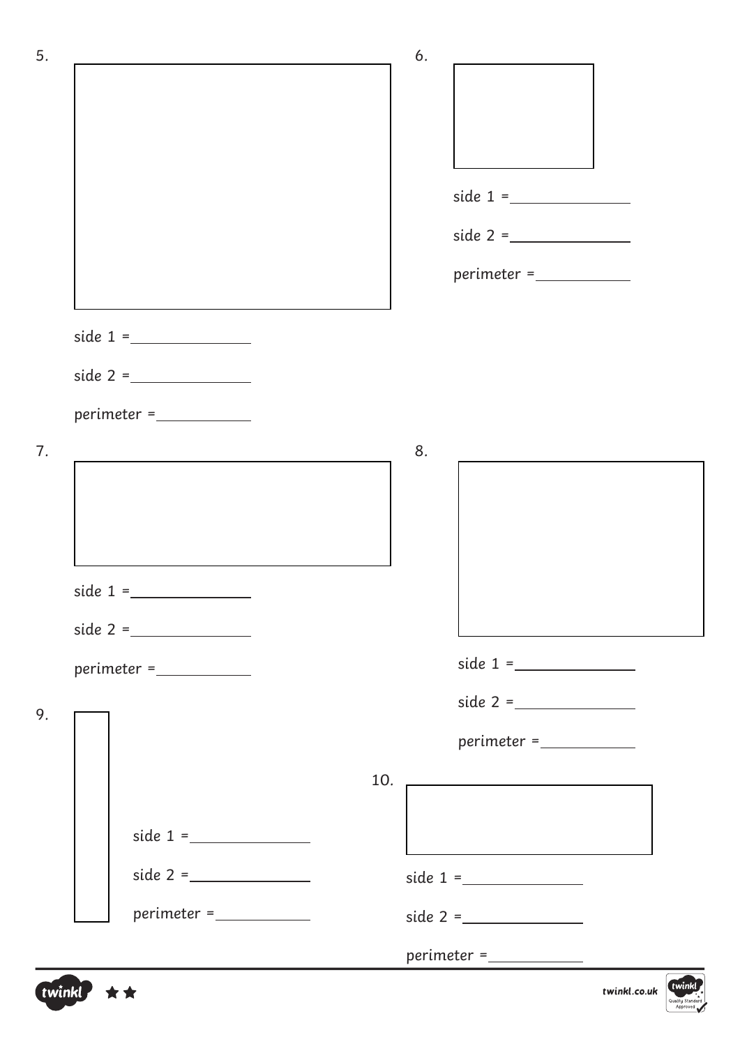5.

side 1 = \_\_\_\_\_\_\_\_\_\_\_\_

side 2 = \_\_\_\_\_\_\_\_\_\_\_\_

perimeter = \_\_\_\_\_\_\_\_\_\_

6.

side 1 = \_\_\_\_\_\_\_\_\_\_\_\_

side 2 = \_\_\_\_\_\_\_\_\_\_\_\_

perimeter = \_\_\_\_\_\_\_\_\_\_

7.

side 1 = \_\_\_\_\_\_\_\_\_\_\_\_

side 2 = \_\_\_\_\_\_\_\_\_\_\_\_

perimeter = \_\_\_\_\_\_\_\_\_\_

8.

side 1 = \_\_\_\_\_\_\_\_\_\_\_\_

side 2 = \_\_\_\_\_\_\_\_\_\_\_\_

perimeter = \_\_\_\_\_\_\_\_\_\_

9.

side 1 = \_\_\_\_\_\_\_\_\_\_\_\_

side 2 = \_\_\_\_\_\_\_\_\_\_\_\_

perimeter = \_\_\_\_\_\_\_\_\_\_

10.

side 1 = \_\_\_\_\_\_\_\_\_\_\_\_

side 2 = \_\_\_\_\_\_\_\_\_\_\_\_

perimeter = \_\_\_\_\_\_\_\_\_\_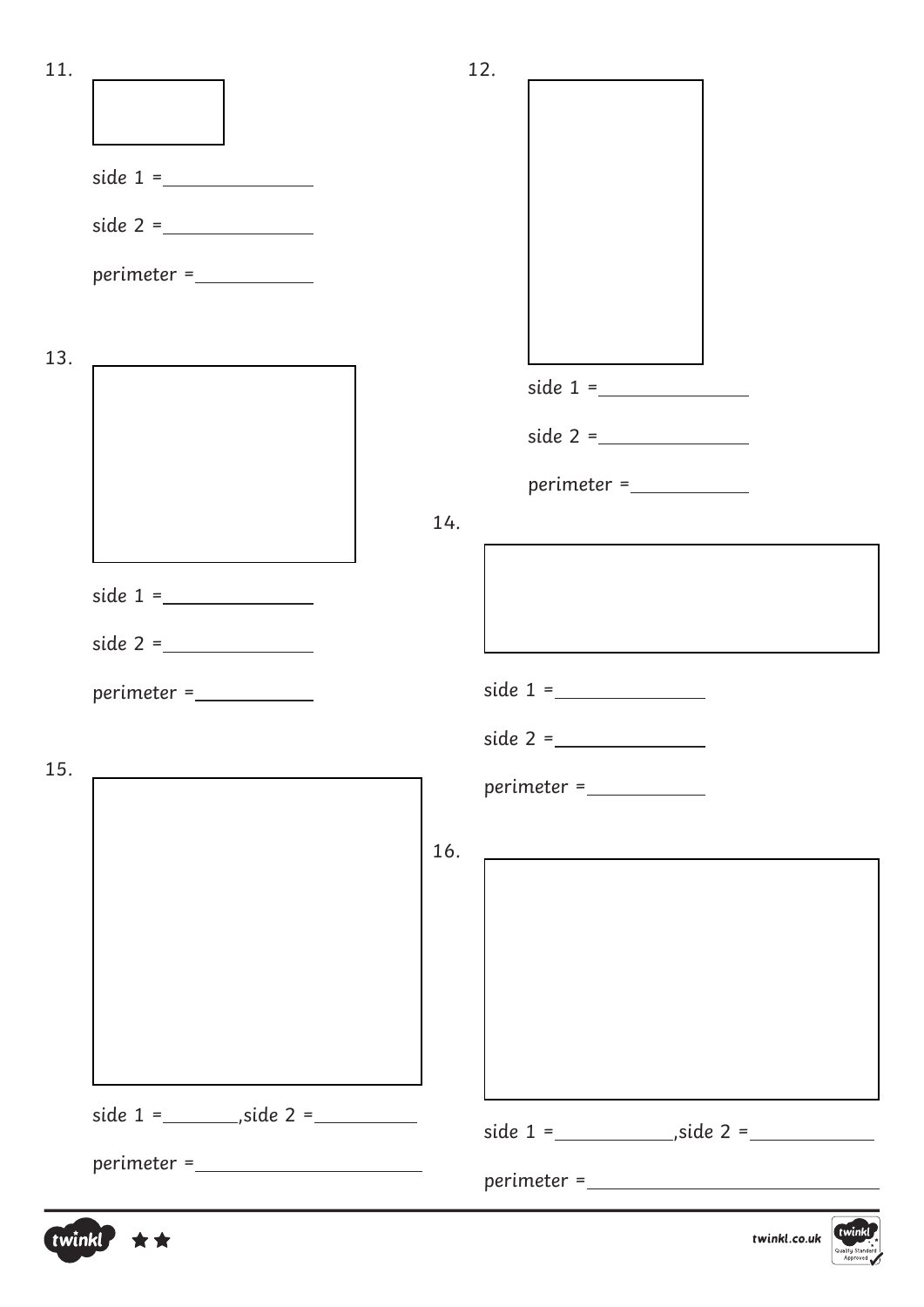11.

side 1 = \_\_\_\_\_\_\_\_\_\_\_\_\_\_

side 2 = \_\_\_\_\_\_\_\_\_\_\_\_\_\_

perimeter = \_\_\_\_\_\_\_\_\_\_\_

12.

side 1 = \_\_\_\_\_\_\_\_\_\_\_\_\_\_

side 2 = \_\_\_\_\_\_\_\_\_\_\_\_\_\_

perimeter = \_\_\_\_\_\_\_\_\_\_\_

13.

side 1 = \_\_\_\_\_\_\_\_\_\_\_\_\_\_

side 2 = \_\_\_\_\_\_\_\_\_\_\_\_\_\_

perimeter = \_\_\_\_\_\_\_\_\_\_\_

14.

side 1 = \_\_\_\_\_\_\_\_\_\_\_\_\_\_

side 2 = \_\_\_\_\_\_\_\_\_\_\_\_\_\_

perimeter = \_\_\_\_\_\_\_\_\_\_\_

15.

side 1 = \_\_\_\_\_\_\_,side 2 = \_\_\_\_\_\_\_\_\_\_

perimeter = \_\_\_\_\_\_\_\_\_\_\_\_\_\_\_\_\_\_\_\_\_\_

16.

side 1 = \_\_\_\_\_\_\_\_\_\_\_,side 2 = \_\_\_\_\_\_\_\_\_\_\_\_

perimeter = \_\_\_\_\_\_\_\_\_\_\_\_\_\_\_\_\_\_\_\_\_\_\_\_\_\_\_\_\_\_\_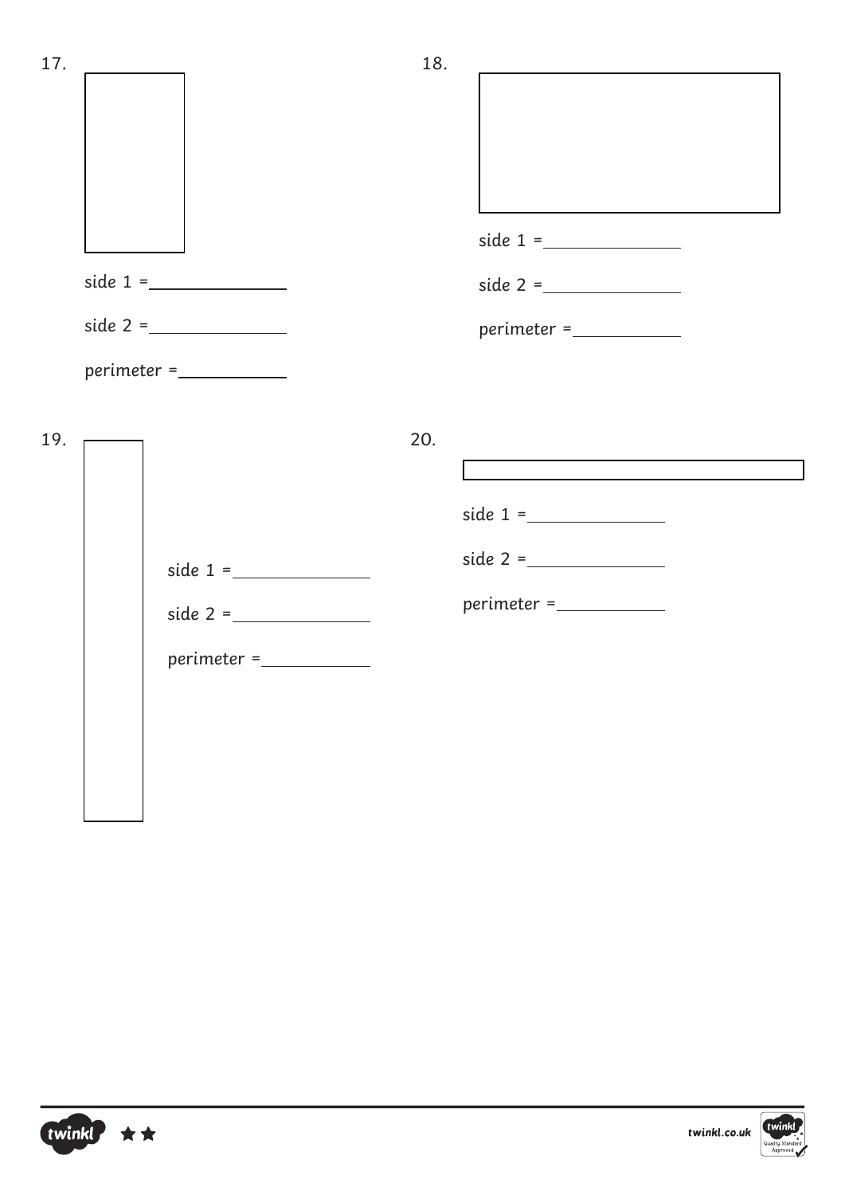17.

side 1 = ______________

side 2 = ______________

perimeter = ___________

18.

side 1 = ______________

side 2 = ______________

perimeter = ___________

19.

side 1 = ______________

side 2 = ______________

perimeter = ___________

20.

side 1 = ______________

side 2 = ______________

perimeter = ___________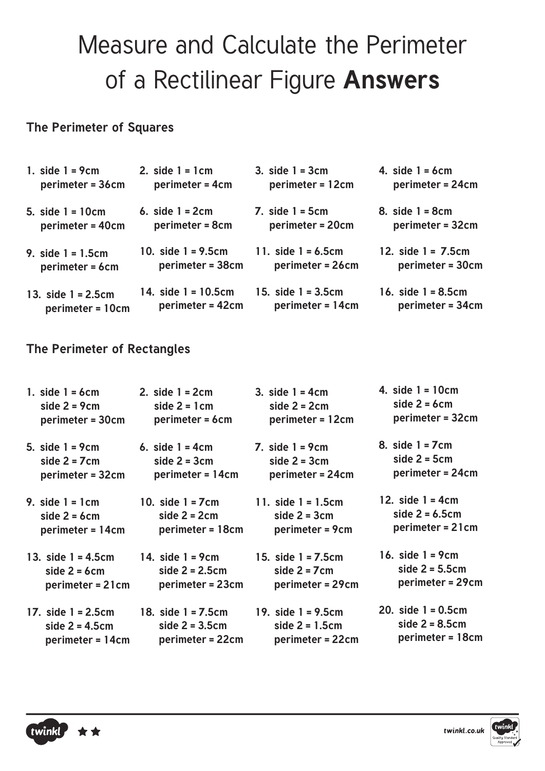# Measure and Calculate the Perimeter of a Rectilinear Figure **Answers**

**The Perimeter of Squares**

1. **side 1 = 9cm**
   **perimeter = 36cm**
2. **side 1 = 1cm**
   **perimeter = 4cm**
3. **side 1 = 3cm**
   **perimeter = 12cm**
4. **side 1 = 6cm**
   **perimeter = 24cm**
5. **side 1 = 10cm**
   **perimeter = 40cm**
6. **side 1 = 2cm**
   **perimeter = 8cm**
7. **side 1 = 5cm**
   **perimeter = 20cm**
8. **side 1 = 8cm**
   **perimeter = 32cm**
9. **side 1 = 1.5cm**
   **perimeter = 6cm**
10. **side 1 = 9.5cm**
    **perimeter = 38cm**
11. **side 1 = 6.5cm**
    **perimeter = 26cm**
12. **side 1 = 7.5cm**
    **perimeter = 30cm**
13. **side 1 = 2.5cm**
    **perimeter = 10cm**
14. **side 1 = 10.5cm**
    **perimeter = 42cm**
15. **side 1 = 3.5cm**
    **perimeter = 14cm**
16. **side 1 = 8.5cm**
    **perimeter = 34cm**

**The Perimeter of Rectangles**

1. **side 1 = 6cm**
   **side 2 = 9cm**
   **perimeter = 30cm**
2. **side 1 = 2cm**
   **side 2 = 1cm**
   **perimeter = 6cm**
3. **side 1 = 4cm**
   **side 2 = 2cm**
   **perimeter = 12cm**
4. **side 1 = 10cm**
   **side 2 = 6cm**
   **perimeter = 32cm**
5. **side 1 = 9cm**
   **side 2 = 7cm**
   **perimeter = 32cm**
6. **side 1 = 4cm**
   **side 2 = 3cm**
   **perimeter = 14cm**
7. **side 1 = 9cm**
   **side 2 = 3cm**
   **perimeter = 24cm**
8. **side 1 = 7cm**
   **side 2 = 5cm**
   **perimeter = 24cm**
9. **side 1 = 1cm**
   **side 2 = 6cm**
   **perimeter = 14cm**
10. **side 1 = 7cm**
    **side 2 = 2cm**
    **perimeter = 18cm**
11. **side 1 = 1.5cm**
    **side 2 = 3cm**
    **perimeter = 9cm**
12. **side 1 = 4cm**
    **side 2 = 6.5cm**
    **perimeter = 21cm**
13. **side 1 = 4.5cm**
    **side 2 = 6cm**
    **perimeter = 21cm**
14. **side 1 = 9cm**
    **side 2 = 2.5cm**
    **perimeter = 23cm**
15. **side 1 = 7.5cm**
    **side 2 = 7cm**
    **perimeter = 29cm**
16. **side 1 = 9cm**
    **side 2 = 5.5cm**
    **perimeter = 29cm**
17. **side 1 = 2.5cm**
    **side 2 = 4.5cm**
    **perimeter = 14cm**
18. **side 1 = 7.5cm**
    **side 2 = 3.5cm**
    **perimeter = 22cm**
19. **side 1 = 9.5cm**
    **side 2 = 1.5cm**
    **perimeter = 22cm**
20. **side 1 = 0.5cm**
    **side 2 = 8.5cm**
    **perimeter = 18cm**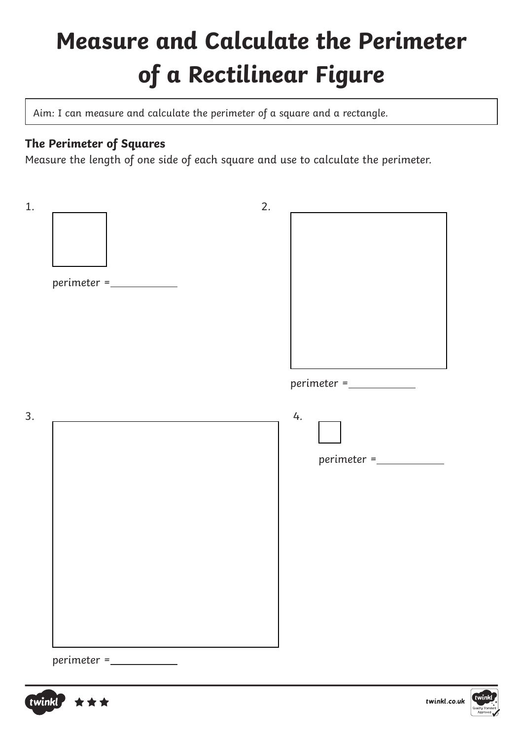# Measure and Calculate the Perimeter of a Rectilinear Figure

Aim: I can measure and calculate the perimeter of a square and a rectangle.

### The Perimeter of Squares

Measure the length of one side of each square and use to calculate the perimeter.

1.

perimeter = ___________

2.

perimeter = ___________

3.

perimeter = ___________

4.

perimeter = ___________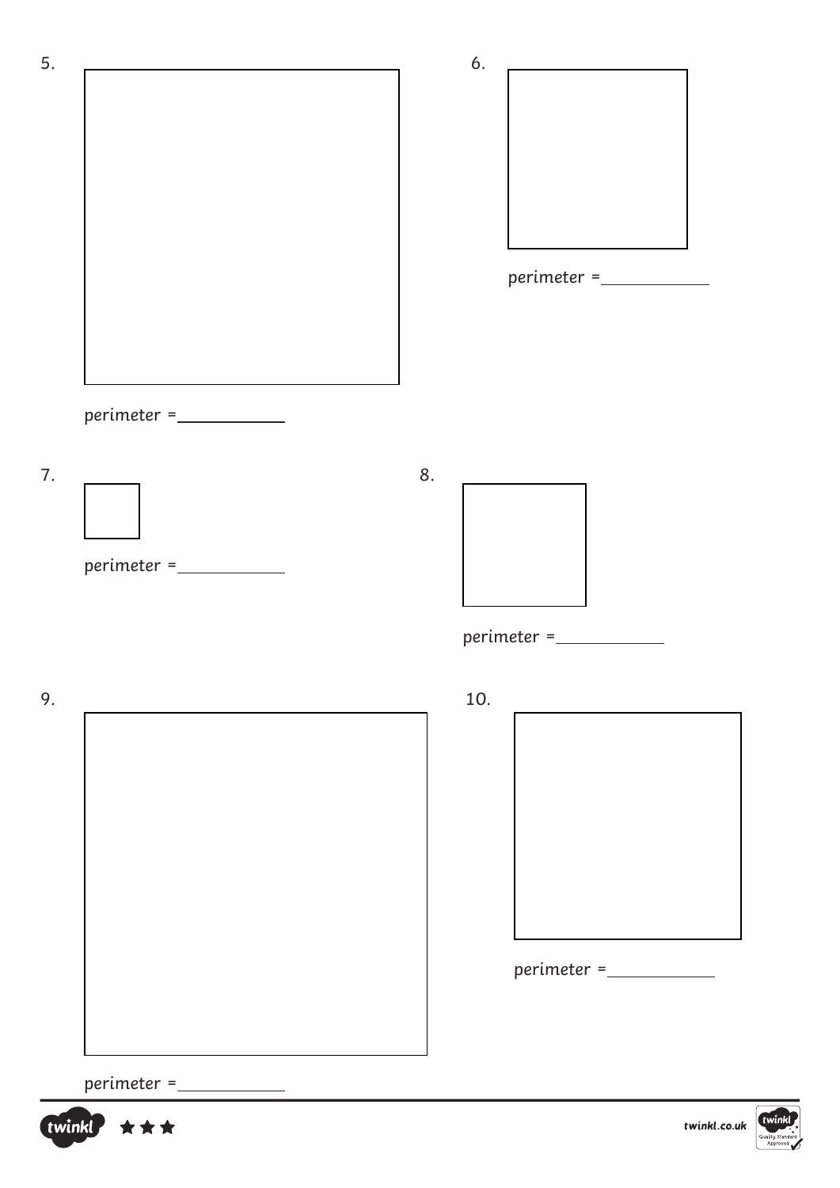5.

perimeter = ____________

6.

perimeter = ____________

7.

perimeter = ____________

8.

perimeter = ____________

9.

perimeter = ____________

10.

perimeter = ____________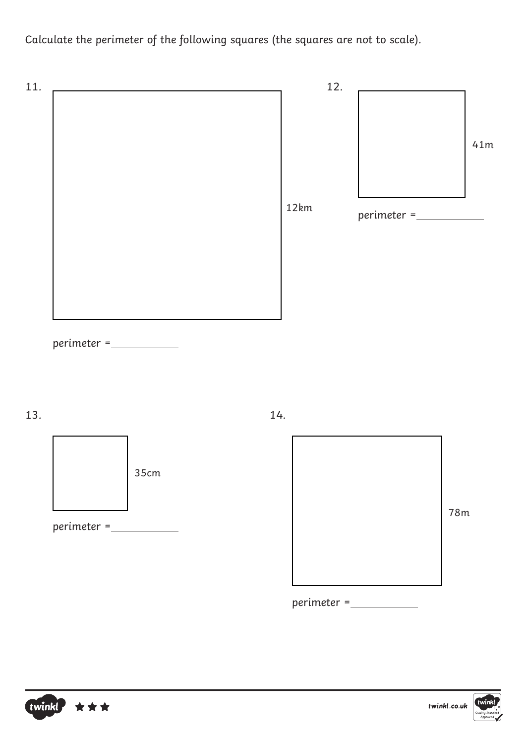Calculate the perimeter of the following squares (the squares are not to scale).

11.

12km

perimeter = \_\_\_\_\_\_\_\_\_\_

12.

41m

perimeter = \_\_\_\_\_\_\_\_\_\_

13.

35cm

perimeter = \_\_\_\_\_\_\_\_\_\_

14.

78m

perimeter = \_\_\_\_\_\_\_\_\_\_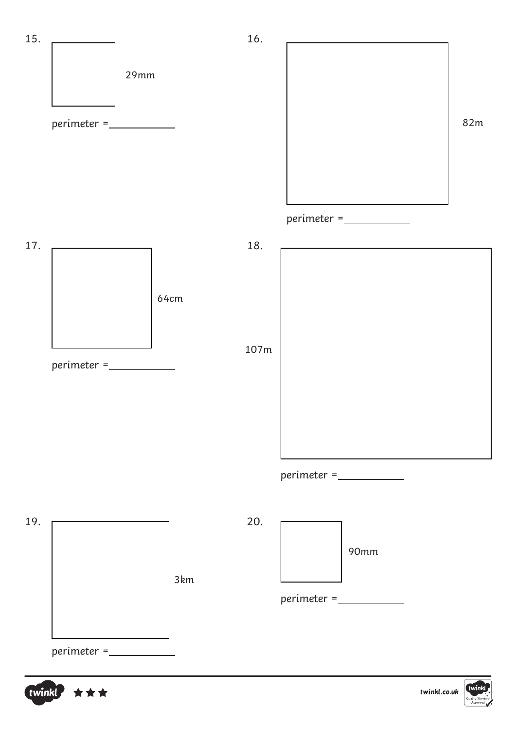15.

29mm

perimeter = ___________

16.

82m

perimeter = ___________

17.

64cm

perimeter = ___________

18.

107m

perimeter = ___________

19.

3km

perimeter = ___________

20.

90mm

perimeter = ___________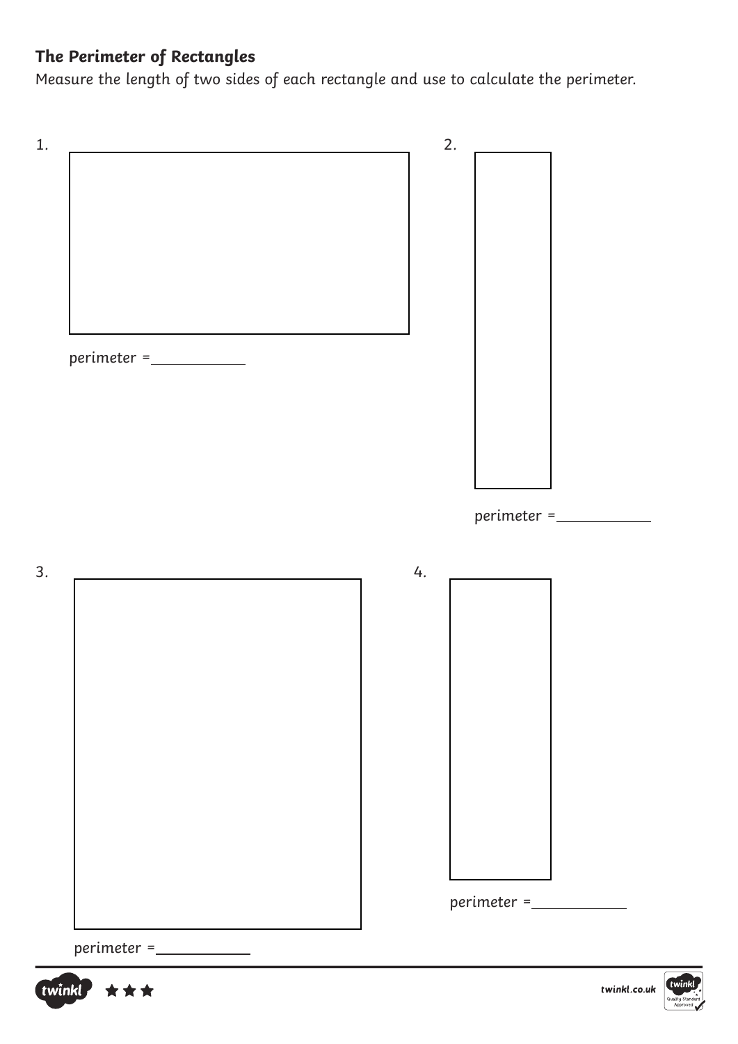**The Perimeter of Rectangles**

Measure the length of two sides of each rectangle and use to calculate the perimeter.

1.

perimeter = ___________

2.

perimeter = ___________

3.

perimeter = ___________

4.

perimeter = ___________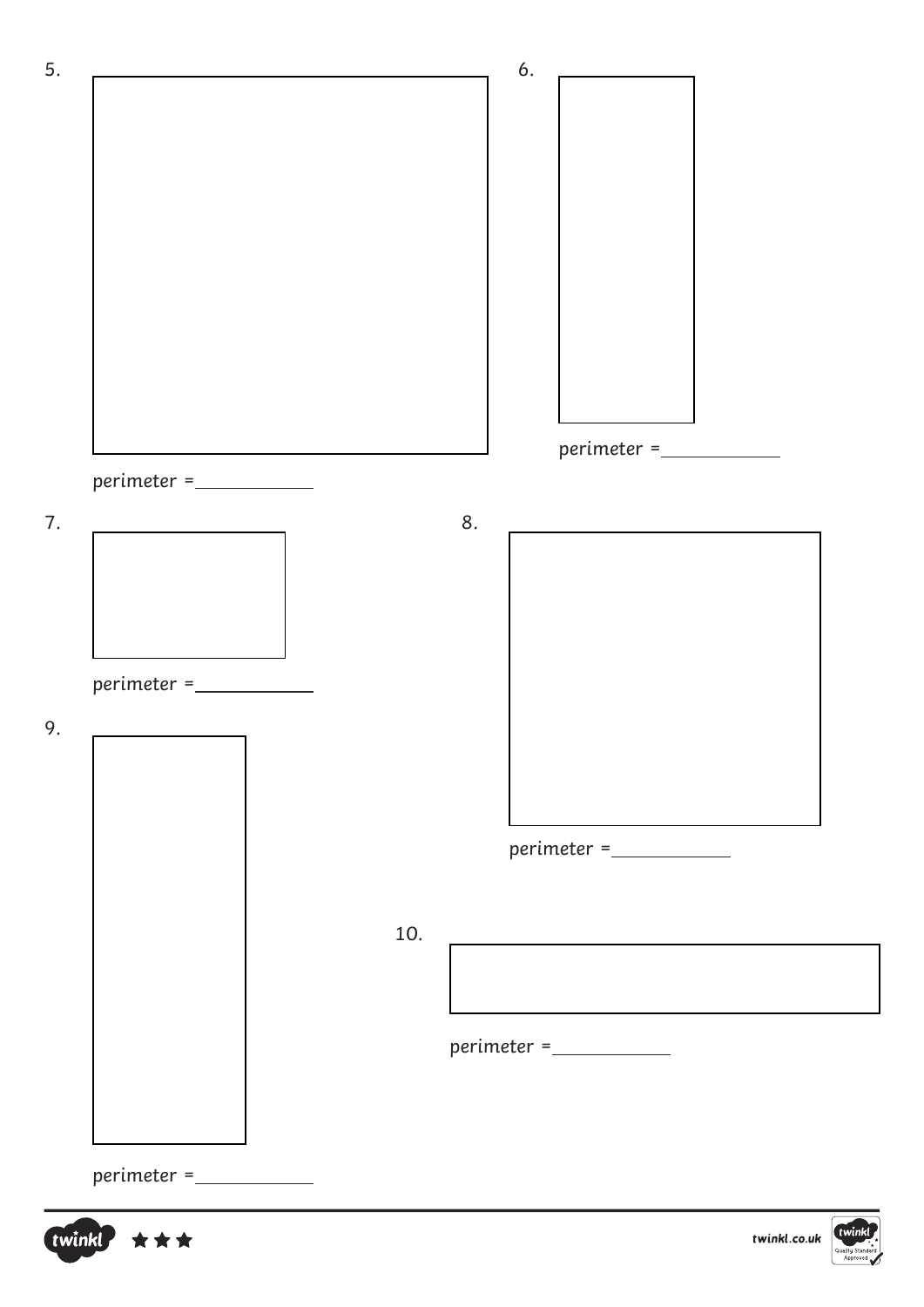5.

perimeter = ____________

6.

perimeter = ____________

7.

perimeter = ____________

8.

perimeter = ____________

9.

perimeter = ____________

10.

perimeter = ____________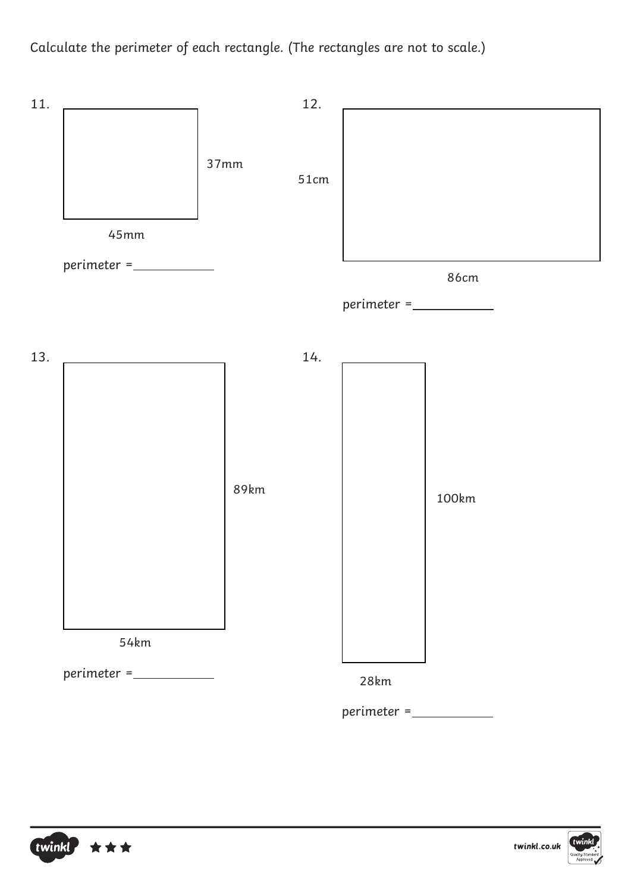Calculate the perimeter of each rectangle. (The rectangles are not to scale.)

11.

37mm

45mm

perimeter = ___________

12.

51cm

86cm

perimeter = ___________

13.

89km

54km

perimeter = ___________

14.

100km

28km

perimeter = ___________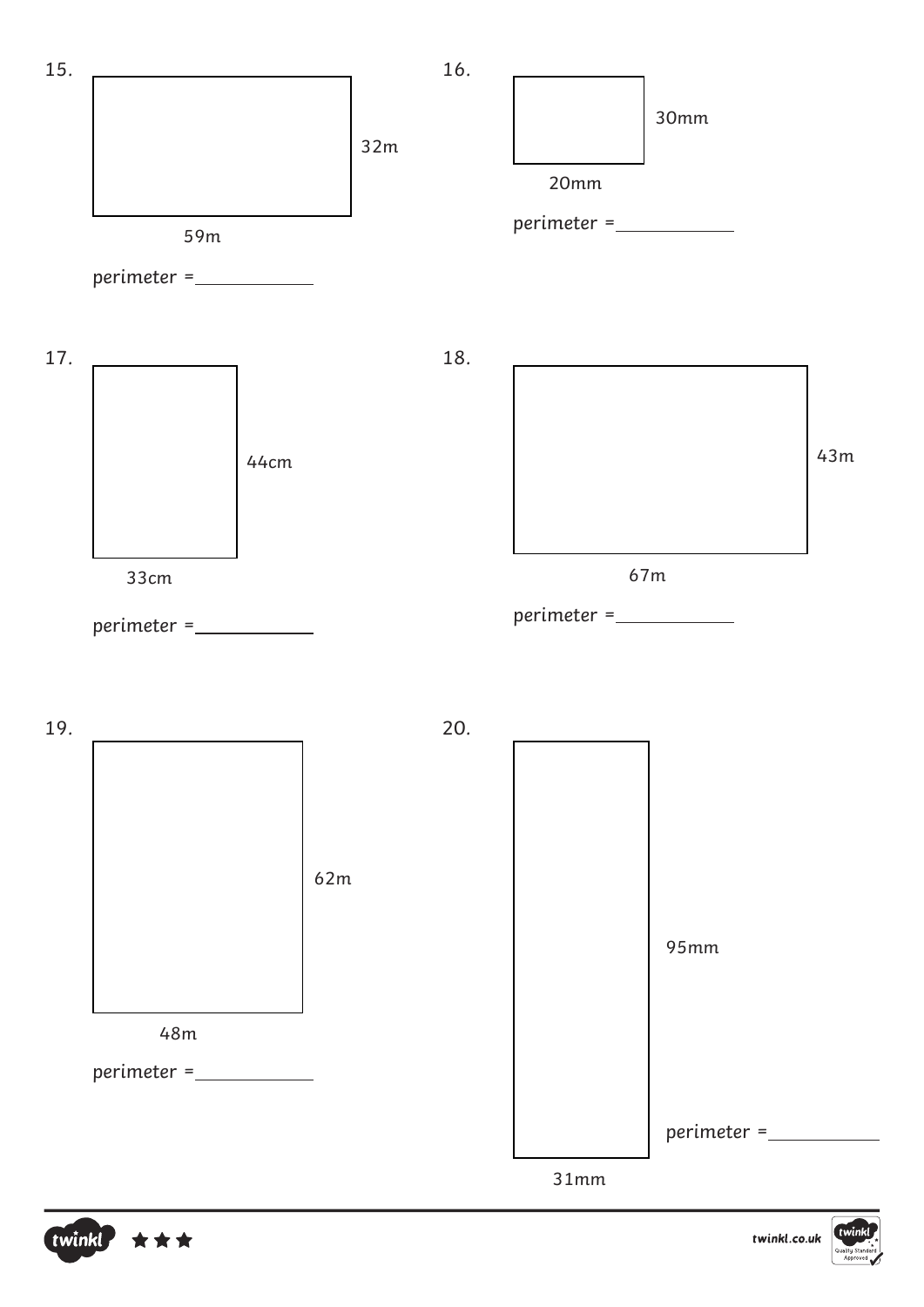15.

32m

59m

perimeter = ____________

16.

30mm

20mm

perimeter = ____________

17.

44cm

33cm

perimeter = ____________

18.

43m

67m

perimeter = ____________

19.

62m

48m

perimeter = ____________

20.

95mm

31mm

perimeter = ____________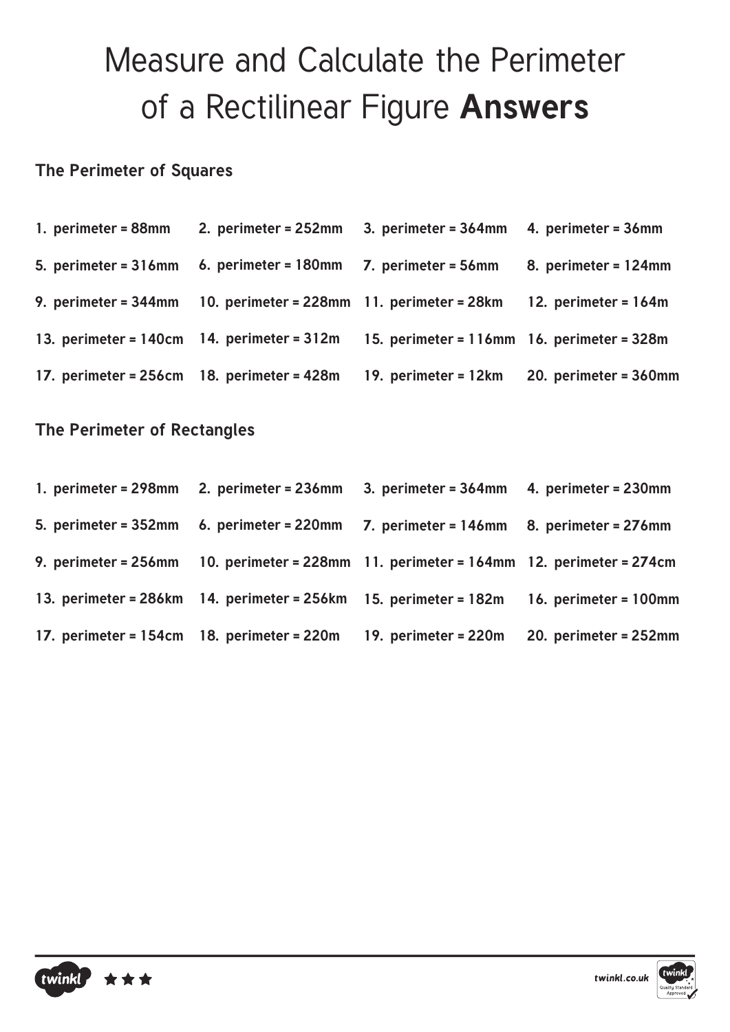# Measure and Calculate the Perimeter of a Rectilinear Figure **Answers**

## The Perimeter of Squares

| | | | |
|---|---|---|---|
| **1. perimeter = 88mm** | **2. perimeter = 252mm** | **3. perimeter = 364mm** | **4. perimeter = 36mm** |
| **5. perimeter = 316mm** | **6. perimeter = 180mm** | **7. perimeter = 56mm** | **8. perimeter = 124mm** |
| **9. perimeter = 344mm** | **10. perimeter = 228mm** | **11. perimeter = 28km** | **12. perimeter = 164m** |
| **13. perimeter = 140cm** | **14. perimeter = 312m** | **15. perimeter = 116mm** | **16. perimeter = 328m** |
| **17. perimeter = 256cm** | **18. perimeter = 428m** | **19. perimeter = 12km** | **20. perimeter = 360mm** |

## The Perimeter of Rectangles

| | | | |
|---|---|---|---|
| **1. perimeter = 298mm** | **2. perimeter = 236mm** | **3. perimeter = 364mm** | **4. perimeter = 230mm** |
| **5. perimeter = 352mm** | **6. perimeter = 220mm** | **7. perimeter = 146mm** | **8. perimeter = 276mm** |
| **9. perimeter = 256mm** | **10. perimeter = 228mm** | **11. perimeter = 164mm** | **12. perimeter = 274cm** |
| **13. perimeter = 286km** | **14. perimeter = 256km** | **15. perimeter = 182m** | **16. perimeter = 100mm** |
| **17. perimeter = 154cm** | **18. perimeter = 220m** | **19. perimeter = 220m** | **20. perimeter = 252mm** |